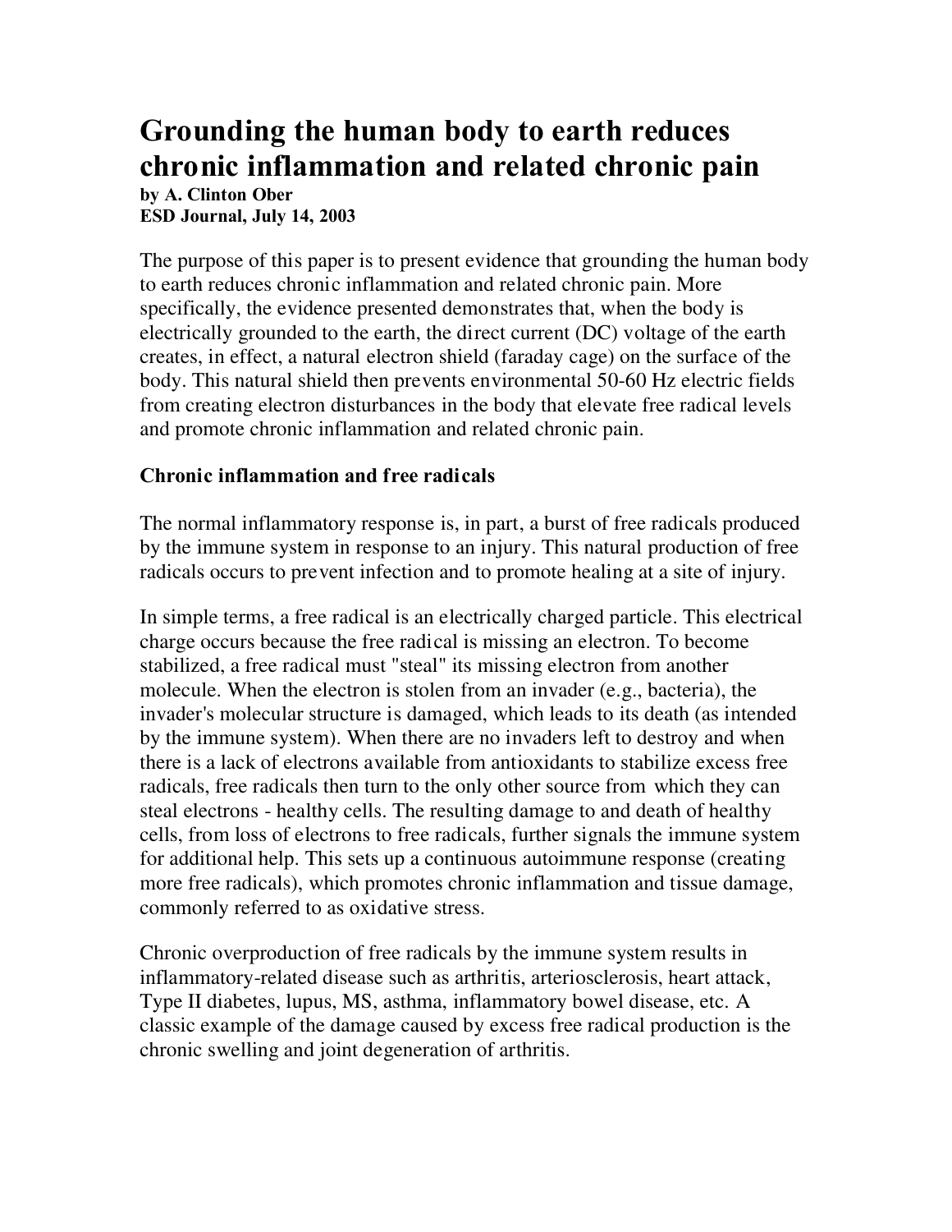# Grounding the human body to earth reduces chronic inflammation and related chronic pain

**by A. Clinton Ober**
**ESD Journal, July 14, 2003**

The purpose of this paper is to present evidence that grounding the human body to earth reduces chronic inflammation and related chronic pain. More specifically, the evidence presented demonstrates that, when the body is electrically grounded to the earth, the direct current (DC) voltage of the earth creates, in effect, a natural electron shield (faraday cage) on the surface of the body. This natural shield then prevents environmental 50-60 Hz electric fields from creating electron disturbances in the body that elevate free radical levels and promote chronic inflammation and related chronic pain.

## Chronic inflammation and free radicals

The normal inflammatory response is, in part, a burst of free radicals produced by the immune system in response to an injury. This natural production of free radicals occurs to prevent infection and to promote healing at a site of injury.

In simple terms, a free radical is an electrically charged particle. This electrical charge occurs because the free radical is missing an electron. To become stabilized, a free radical must "steal" its missing electron from another molecule. When the electron is stolen from an invader (e.g., bacteria), the invader's molecular structure is damaged, which leads to its death (as intended by the immune system). When there are no invaders left to destroy and when there is a lack of electrons available from antioxidants to stabilize excess free radicals, free radicals then turn to the only other source from which they can steal electrons - healthy cells. The resulting damage to and death of healthy cells, from loss of electrons to free radicals, further signals the immune system for additional help. This sets up a continuous autoimmune response (creating more free radicals), which promotes chronic inflammation and tissue damage, commonly referred to as oxidative stress.

Chronic overproduction of free radicals by the immune system results in inflammatory-related disease such as arthritis, arteriosclerosis, heart attack, Type II diabetes, lupus, MS, asthma, inflammatory bowel disease, etc. A classic example of the damage caused by excess free radical production is the chronic swelling and joint degeneration of arthritis.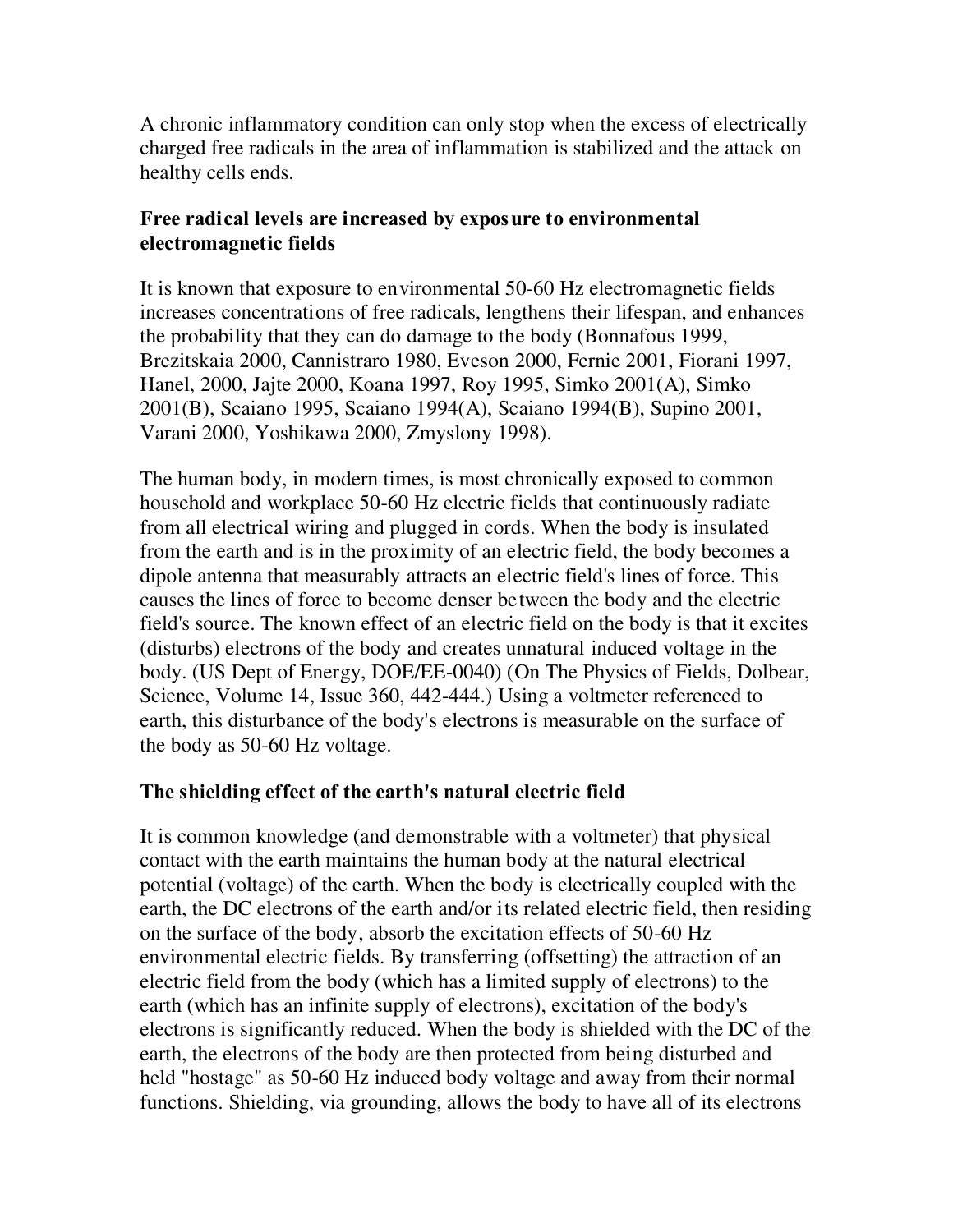A chronic inflammatory condition can only stop when the excess of electrically charged free radicals in the area of inflammation is stabilized and the attack on healthy cells ends.

**Free radical levels are increased by exposure to environmental electromagnetic fields**

It is known that exposure to environmental 50-60 Hz electromagnetic fields increases concentrations of free radicals, lengthens their lifespan, and enhances the probability that they can do damage to the body (Bonnafous 1999, Brezitskaia 2000, Cannistraro 1980, Eveson 2000, Fernie 2001, Fiorani 1997, Hanel, 2000, Jajte 2000, Koana 1997, Roy 1995, Simko 2001(A), Simko 2001(B), Scaiano 1995, Scaiano 1994(A), Scaiano 1994(B), Supino 2001, Varani 2000, Yoshikawa 2000, Zmyslony 1998).

The human body, in modern times, is most chronically exposed to common household and workplace 50-60 Hz electric fields that continuously radiate from all electrical wiring and plugged in cords. When the body is insulated from the earth and is in the proximity of an electric field, the body becomes a dipole antenna that measurably attracts an electric field's lines of force. This causes the lines of force to become denser between the body and the electric field's source. The known effect of an electric field on the body is that it excites (disturbs) electrons of the body and creates unnatural induced voltage in the body. (US Dept of Energy, DOE/EE-0040) (On The Physics of Fields, Dolbear, Science, Volume 14, Issue 360, 442-444.) Using a voltmeter referenced to earth, this disturbance of the body's electrons is measurable on the surface of the body as 50-60 Hz voltage.

**The shielding effect of the earth's natural electric field**

It is common knowledge (and demonstrable with a voltmeter) that physical contact with the earth maintains the human body at the natural electrical potential (voltage) of the earth. When the body is electrically coupled with the earth, the DC electrons of the earth and/or its related electric field, then residing on the surface of the body, absorb the excitation effects of 50-60 Hz environmental electric fields. By transferring (offsetting) the attraction of an electric field from the body (which has a limited supply of electrons) to the earth (which has an infinite supply of electrons), excitation of the body's electrons is significantly reduced. When the body is shielded with the DC of the earth, the electrons of the body are then protected from being disturbed and held "hostage" as 50-60 Hz induced body voltage and away from their normal functions. Shielding, via grounding, allows the body to have all of its electrons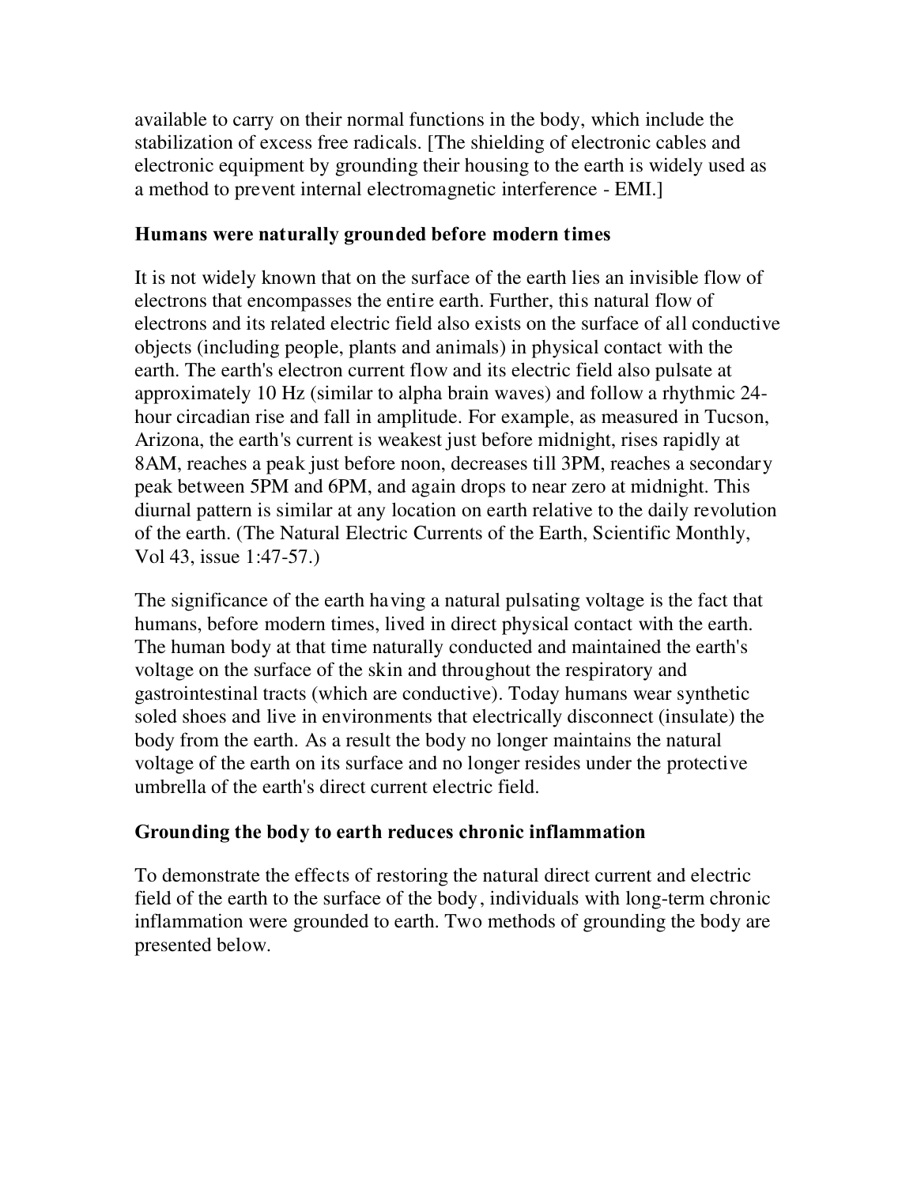available to carry on their normal functions in the body, which include the stabilization of excess free radicals. [The shielding of electronic cables and electronic equipment by grounding their housing to the earth is widely used as a method to prevent internal electromagnetic interference - EMI.]

**Humans were naturally grounded before modern times**

It is not widely known that on the surface of the earth lies an invisible flow of electrons that encompasses the entire earth. Further, this natural flow of electrons and its related electric field also exists on the surface of all conductive objects (including people, plants and animals) in physical contact with the earth. The earth's electron current flow and its electric field also pulsate at approximately 10 Hz (similar to alpha brain waves) and follow a rhythmic 24-hour circadian rise and fall in amplitude. For example, as measured in Tucson, Arizona, the earth's current is weakest just before midnight, rises rapidly at 8AM, reaches a peak just before noon, decreases till 3PM, reaches a secondary peak between 5PM and 6PM, and again drops to near zero at midnight. This diurnal pattern is similar at any location on earth relative to the daily revolution of the earth. (The Natural Electric Currents of the Earth, Scientific Monthly, Vol 43, issue 1:47-57.)

The significance of the earth having a natural pulsating voltage is the fact that humans, before modern times, lived in direct physical contact with the earth. The human body at that time naturally conducted and maintained the earth's voltage on the surface of the skin and throughout the respiratory and gastrointestinal tracts (which are conductive). Today humans wear synthetic soled shoes and live in environments that electrically disconnect (insulate) the body from the earth. As a result the body no longer maintains the natural voltage of the earth on its surface and no longer resides under the protective umbrella of the earth's direct current electric field.

**Grounding the body to earth reduces chronic inflammation**

To demonstrate the effects of restoring the natural direct current and electric field of the earth to the surface of the body, individuals with long-term chronic inflammation were grounded to earth. Two methods of grounding the body are presented below.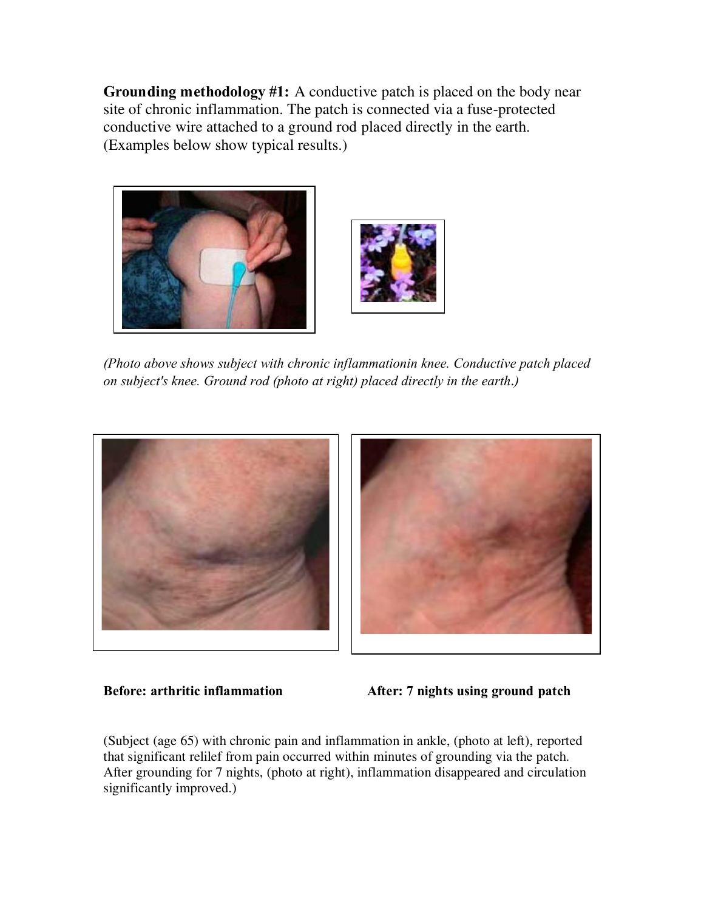**Grounding methodology #1:** A conductive patch is placed on the body near site of chronic inflammation. The patch is connected via a fuse-protected conductive wire attached to a ground rod placed directly in the earth. (Examples below show typical results.)

*(Photo above shows subject with chronic inflammationin knee. Conductive patch placed on subject's knee. Ground rod (photo at right) placed directly in the earth.)*

**Before: arthritic inflammation**

**After: 7 nights using ground patch**

(Subject (age 65) with chronic pain and inflammation in ankle, (photo at left), reported that significant relilef from pain occurred within minutes of grounding via the patch. After grounding for 7 nights, (photo at right), inflammation disappeared and circulation significantly improved.)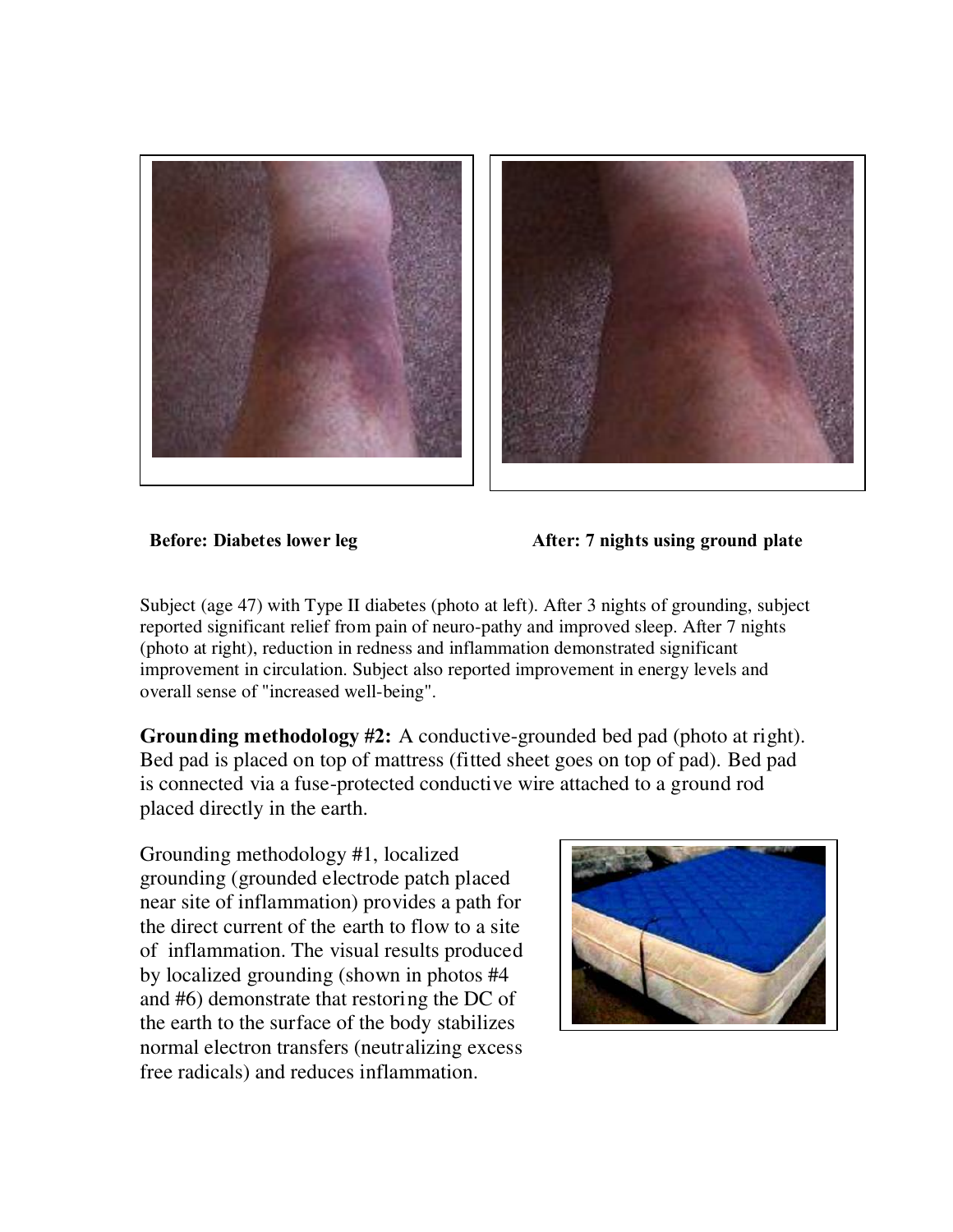**Before: Diabetes lower leg** **After: 7 nights using ground plate**

Subject (age 47) with Type II diabetes (photo at left). After 3 nights of grounding, subject reported significant relief from pain of neuro-pathy and improved sleep. After 7 nights (photo at right), reduction in redness and inflammation demonstrated significant improvement in circulation. Subject also reported improvement in energy levels and overall sense of "increased well-being".

**Grounding methodology #2:** A conductive-grounded bed pad (photo at right). Bed pad is placed on top of mattress (fitted sheet goes on top of pad). Bed pad is connected via a fuse-protected conductive wire attached to a ground rod placed directly in the earth.

Grounding methodology #1, localized grounding (grounded electrode patch placed near site of inflammation) provides a path for the direct current of the earth to flow to a site of inflammation. The visual results produced by localized grounding (shown in photos #4 and #6) demonstrate that restoring the DC of the earth to the surface of the body stabilizes normal electron transfers (neutralizing excess free radicals) and reduces inflammation.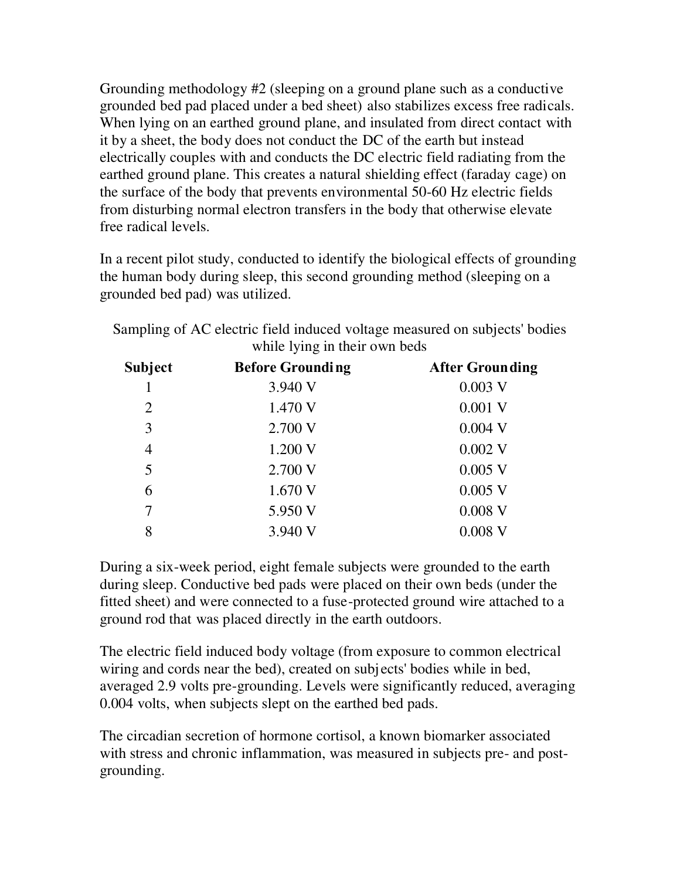Grounding methodology #2 (sleeping on a ground plane such as a conductive grounded bed pad placed under a bed sheet) also stabilizes excess free radicals. When lying on an earthed ground plane, and insulated from direct contact with it by a sheet, the body does not conduct the DC of the earth but instead electrically couples with and conducts the DC electric field radiating from the earthed ground plane. This creates a natural shielding effect (faraday cage) on the surface of the body that prevents environmental 50-60 Hz electric fields from disturbing normal electron transfers in the body that otherwise elevate free radical levels.

In a recent pilot study, conducted to identify the biological effects of grounding the human body during sleep, this second grounding method (sleeping on a grounded bed pad) was utilized.

Sampling of AC electric field induced voltage measured on subjects' bodies while lying in their own beds

| Subject | Before Grounding | After Grounding |
|---|---|---|
| 1 | 3.940 V | 0.003 V |
| 2 | 1.470 V | 0.001 V |
| 3 | 2.700 V | 0.004 V |
| 4 | 1.200 V | 0.002 V |
| 5 | 2.700 V | 0.005 V |
| 6 | 1.670 V | 0.005 V |
| 7 | 5.950 V | 0.008 V |
| 8 | 3.940 V | 0.008 V |

During a six-week period, eight female subjects were grounded to the earth during sleep. Conductive bed pads were placed on their own beds (under the fitted sheet) and were connected to a fuse-protected ground wire attached to a ground rod that was placed directly in the earth outdoors.

The electric field induced body voltage (from exposure to common electrical wiring and cords near the bed), created on subjects' bodies while in bed, averaged 2.9 volts pre-grounding. Levels were significantly reduced, averaging 0.004 volts, when subjects slept on the earthed bed pads.

The circadian secretion of hormone cortisol, a known biomarker associated with stress and chronic inflammation, was measured in subjects pre- and post-grounding.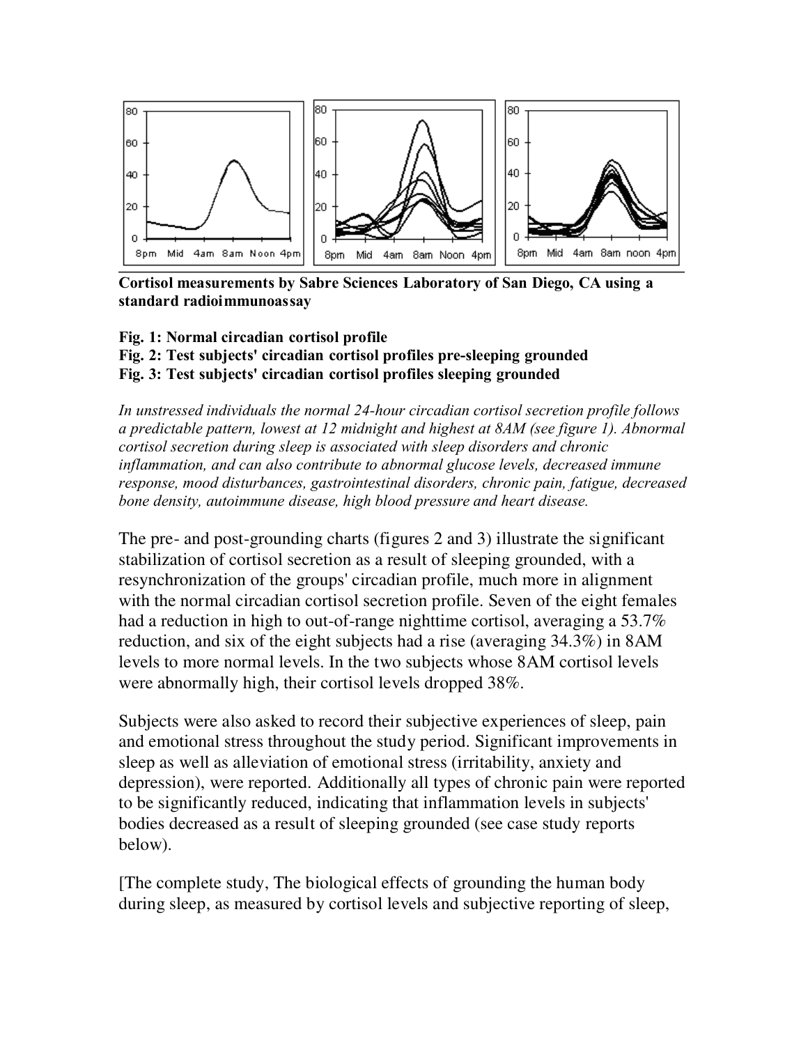**Cortisol measurements by Sabre Sciences Laboratory of San Diego, CA using a standard radioimmunoassay**

**Fig. 1: Normal circadian cortisol profile**
**Fig. 2: Test subjects' circadian cortisol profiles pre-sleeping grounded**
**Fig. 3: Test subjects' circadian cortisol profiles sleeping grounded**

*In unstressed individuals the normal 24-hour circadian cortisol secretion profile follows a predictable pattern, lowest at 12 midnight and highest at 8AM (see figure 1). Abnormal cortisol secretion during sleep is associated with sleep disorders and chronic inflammation, and can also contribute to abnormal glucose levels, decreased immune response, mood disturbances, gastrointestinal disorders, chronic pain, fatigue, decreased bone density, autoimmune disease, high blood pressure and heart disease.*

The pre- and post-grounding charts (figures 2 and 3) illustrate the significant stabilization of cortisol secretion as a result of sleeping grounded, with a resynchronization of the groups' circadian profile, much more in alignment with the normal circadian cortisol secretion profile. Seven of the eight females had a reduction in high to out-of-range nighttime cortisol, averaging a 53.7% reduction, and six of the eight subjects had a rise (averaging 34.3%) in 8AM levels to more normal levels. In the two subjects whose 8AM cortisol levels were abnormally high, their cortisol levels dropped 38%.

Subjects were also asked to record their subjective experiences of sleep, pain and emotional stress throughout the study period. Significant improvements in sleep as well as alleviation of emotional stress (irritability, anxiety and depression), were reported. Additionally all types of chronic pain were reported to be significantly reduced, indicating that inflammation levels in subjects' bodies decreased as a result of sleeping grounded (see case study reports below).

[The complete study, The biological effects of grounding the human body during sleep, as measured by cortisol levels and subjective reporting of sleep,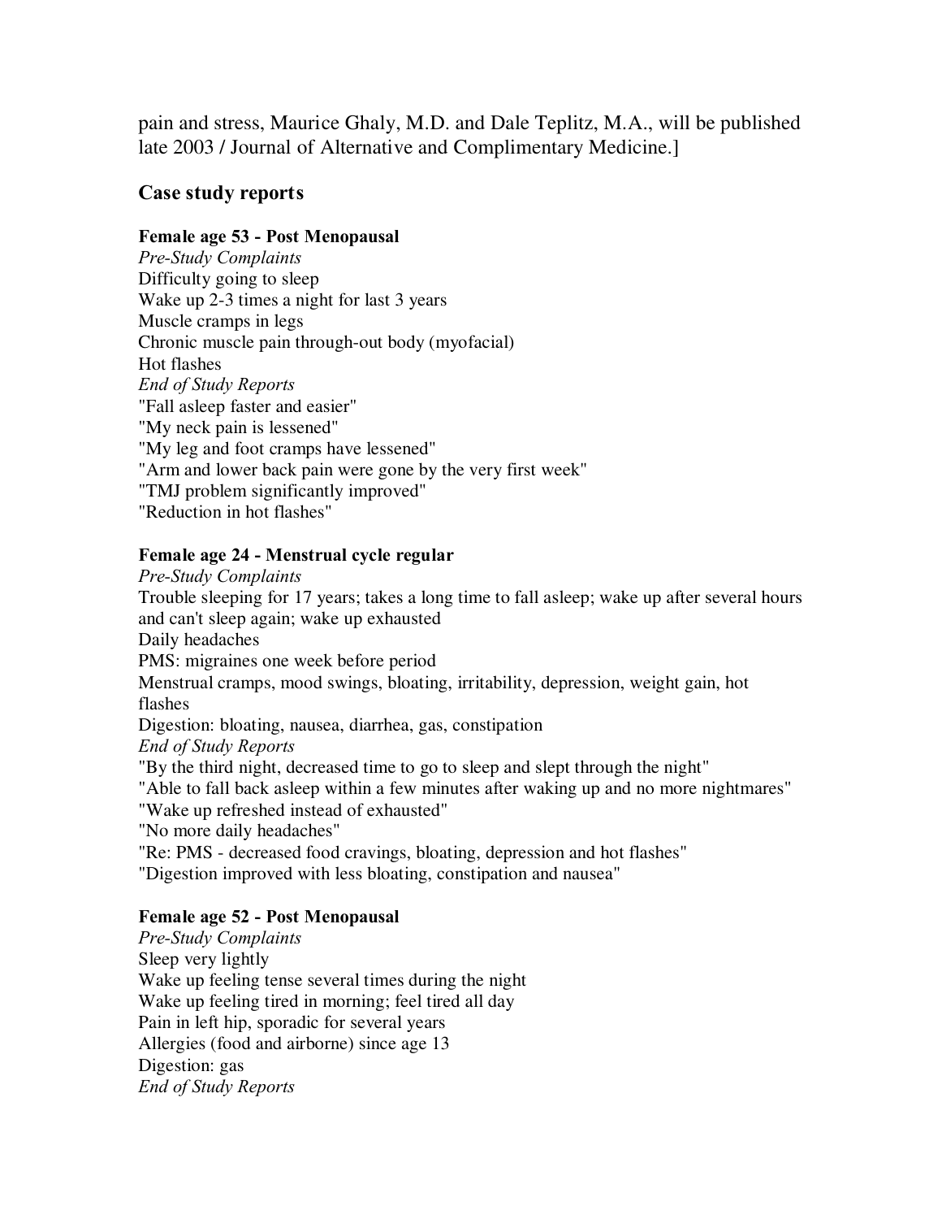pain and stress, Maurice Ghaly, M.D. and Dale Teplitz, M.A., will be published late 2003 / Journal of Alternative and Complimentary Medicine.]

### Case study reports

**Female age 53 - Post Menopausal**

*Pre-Study Complaints*

Difficulty going to sleep

Wake up 2-3 times a night for last 3 years

Muscle cramps in legs

Chronic muscle pain through-out body (myofacial)

Hot flashes

*End of Study Reports*

"Fall asleep faster and easier"

"My neck pain is lessened"

"My leg and foot cramps have lessened"

"Arm and lower back pain were gone by the very first week"

"TMJ problem significantly improved"

"Reduction in hot flashes"

**Female age 24 - Menstrual cycle regular**

*Pre-Study Complaints*

Trouble sleeping for 17 years; takes a long time to fall asleep; wake up after several hours and can't sleep again; wake up exhausted

Daily headaches

PMS: migraines one week before period

Menstrual cramps, mood swings, bloating, irritability, depression, weight gain, hot flashes

Digestion: bloating, nausea, diarrhea, gas, constipation

*End of Study Reports*

"By the third night, decreased time to go to sleep and slept through the night"

"Able to fall back asleep within a few minutes after waking up and no more nightmares"

"Wake up refreshed instead of exhausted"

"No more daily headaches"

"Re: PMS - decreased food cravings, bloating, depression and hot flashes"

"Digestion improved with less bloating, constipation and nausea"

**Female age 52 - Post Menopausal**

*Pre-Study Complaints*

Sleep very lightly

Wake up feeling tense several times during the night

Wake up feeling tired in morning; feel tired all day

Pain in left hip, sporadic for several years

Allergies (food and airborne) since age 13

Digestion: gas

*End of Study Reports*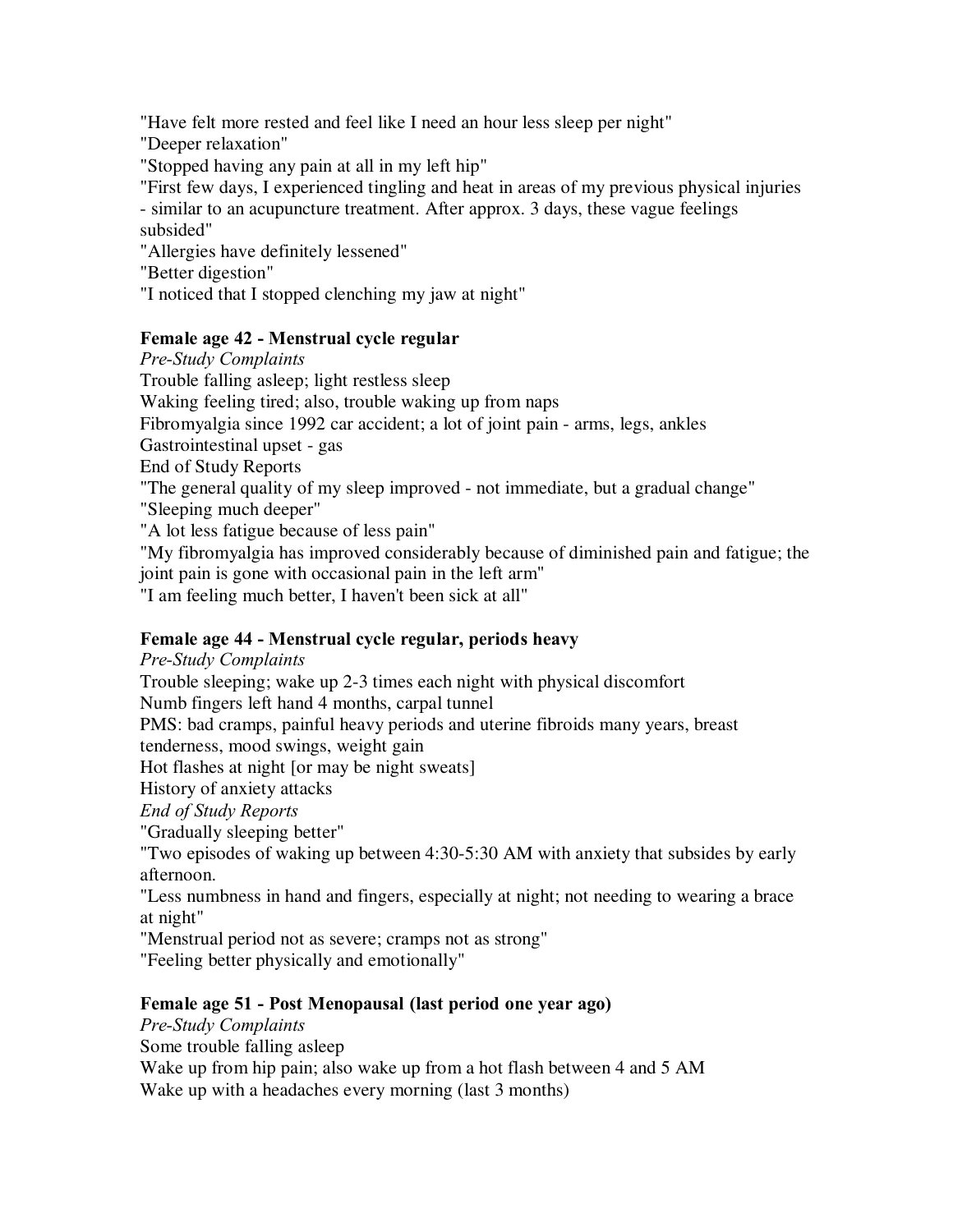"Have felt more rested and feel like I need an hour less sleep per night"
"Deeper relaxation"
"Stopped having any pain at all in my left hip"
"First few days, I experienced tingling and heat in areas of my previous physical injuries - similar to an acupuncture treatment. After approx. 3 days, these vague feelings subsided"
"Allergies have definitely lessened"
"Better digestion"
"I noticed that I stopped clenching my jaw at night"

**Female age 42 - Menstrual cycle regular**

*Pre-Study Complaints*
Trouble falling asleep; light restless sleep
Waking feeling tired; also, trouble waking up from naps
Fibromyalgia since 1992 car accident; a lot of joint pain - arms, legs, ankles
Gastrointestinal upset - gas
End of Study Reports
"The general quality of my sleep improved - not immediate, but a gradual change"
"Sleeping much deeper"
"A lot less fatigue because of less pain"
"My fibromyalgia has improved considerably because of diminished pain and fatigue; the joint pain is gone with occasional pain in the left arm"
"I am feeling much better, I haven't been sick at all"

**Female age 44 - Menstrual cycle regular, periods heavy**

*Pre-Study Complaints*
Trouble sleeping; wake up 2-3 times each night with physical discomfort
Numb fingers left hand 4 months, carpal tunnel
PMS: bad cramps, painful heavy periods and uterine fibroids many years, breast tenderness, mood swings, weight gain
Hot flashes at night [or may be night sweats]
History of anxiety attacks
*End of Study Reports*
"Gradually sleeping better"
"Two episodes of waking up between 4:30-5:30 AM with anxiety that subsides by early afternoon.
"Less numbness in hand and fingers, especially at night; not needing to wearing a brace at night"
"Menstrual period not as severe; cramps not as strong"
"Feeling better physically and emotionally"

**Female age 51 - Post Menopausal (last period one year ago)**

*Pre-Study Complaints*
Some trouble falling asleep
Wake up from hip pain; also wake up from a hot flash between 4 and 5 AM
Wake up with a headaches every morning (last 3 months)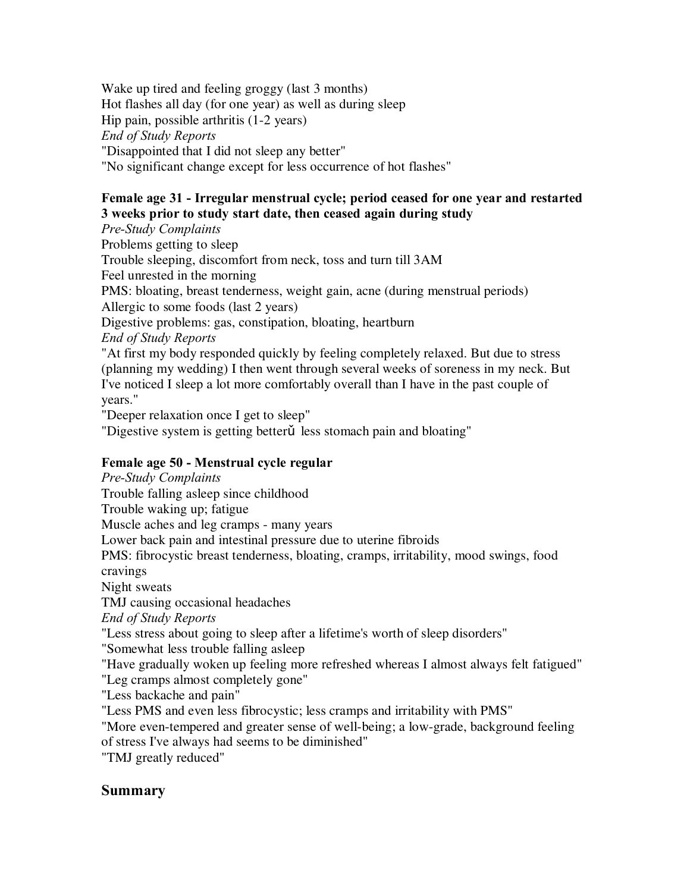Wake up tired and feeling groggy (last 3 months)
Hot flashes all day (for one year) as well as during sleep
Hip pain, possible arthritis (1-2 years)
*End of Study Reports*
"Disappointed that I did not sleep any better"
"No significant change except for less occurrence of hot flashes"

**Female age 31 - Irregular menstrual cycle; period ceased for one year and restarted 3 weeks prior to study start date, then ceased again during study**
*Pre-Study Complaints*
Problems getting to sleep
Trouble sleeping, discomfort from neck, toss and turn till 3AM
Feel unrested in the morning
PMS: bloating, breast tenderness, weight gain, acne (during menstrual periods)
Allergic to some foods (last 2 years)
Digestive problems: gas, constipation, bloating, heartburn
*End of Study Reports*
"At first my body responded quickly by feeling completely relaxed. But due to stress (planning my wedding) I then went through several weeks of soreness in my neck. But I've noticed I sleep a lot more comfortably overall than I have in the past couple of years."
"Deeper relaxation once I get to sleep"
"Digestive system is getting betterǔ less stomach pain and bloating"

**Female age 50 - Menstrual cycle regular**
*Pre-Study Complaints*
Trouble falling asleep since childhood
Trouble waking up; fatigue
Muscle aches and leg cramps - many years
Lower back pain and intestinal pressure due to uterine fibroids
PMS: fibrocystic breast tenderness, bloating, cramps, irritability, mood swings, food cravings
Night sweats
TMJ causing occasional headaches
*End of Study Reports*
"Less stress about going to sleep after a lifetime's worth of sleep disorders"
"Somewhat less trouble falling asleep
"Have gradually woken up feeling more refreshed whereas I almost always felt fatigued"
"Leg cramps almost completely gone"
"Less backache and pain"
"Less PMS and even less fibrocystic; less cramps and irritability with PMS"
"More even-tempered and greater sense of well-being; a low-grade, background feeling of stress I've always had seems to be diminished"
"TMJ greatly reduced"

## Summary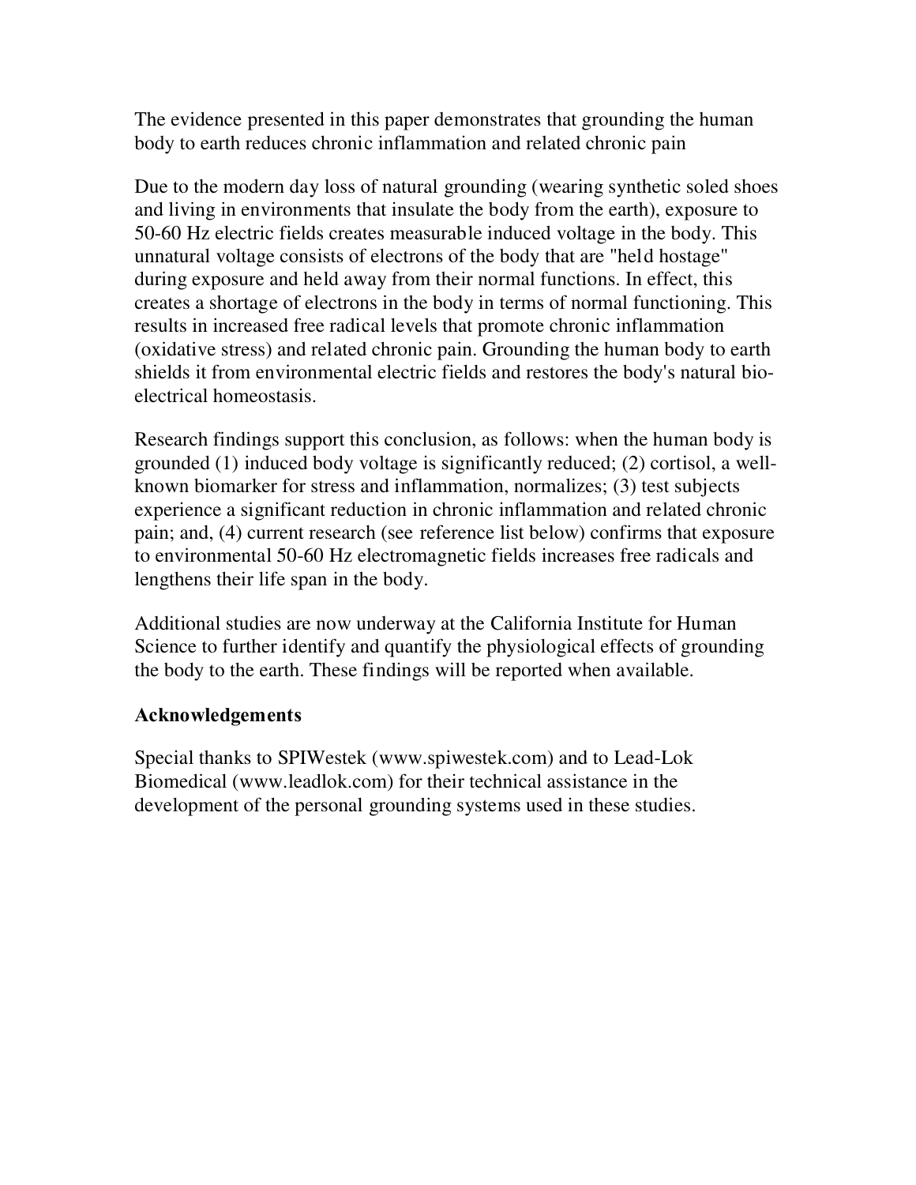The evidence presented in this paper demonstrates that grounding the human body to earth reduces chronic inflammation and related chronic pain

Due to the modern day loss of natural grounding (wearing synthetic soled shoes and living in environments that insulate the body from the earth), exposure to 50-60 Hz electric fields creates measurable induced voltage in the body. This unnatural voltage consists of electrons of the body that are "held hostage" during exposure and held away from their normal functions. In effect, this creates a shortage of electrons in the body in terms of normal functioning. This results in increased free radical levels that promote chronic inflammation (oxidative stress) and related chronic pain. Grounding the human body to earth shields it from environmental electric fields and restores the body's natural bio-electrical homeostasis.

Research findings support this conclusion, as follows: when the human body is grounded (1) induced body voltage is significantly reduced; (2) cortisol, a well-known biomarker for stress and inflammation, normalizes; (3) test subjects experience a significant reduction in chronic inflammation and related chronic pain; and, (4) current research (see reference list below) confirms that exposure to environmental 50-60 Hz electromagnetic fields increases free radicals and lengthens their life span in the body.

Additional studies are now underway at the California Institute for Human Science to further identify and quantify the physiological effects of grounding the body to the earth. These findings will be reported when available.

**Acknowledgements**

Special thanks to SPIWestek (www.spiwestek.com) and to Lead-Lok Biomedical (www.leadlok.com) for their technical assistance in the development of the personal grounding systems used in these studies.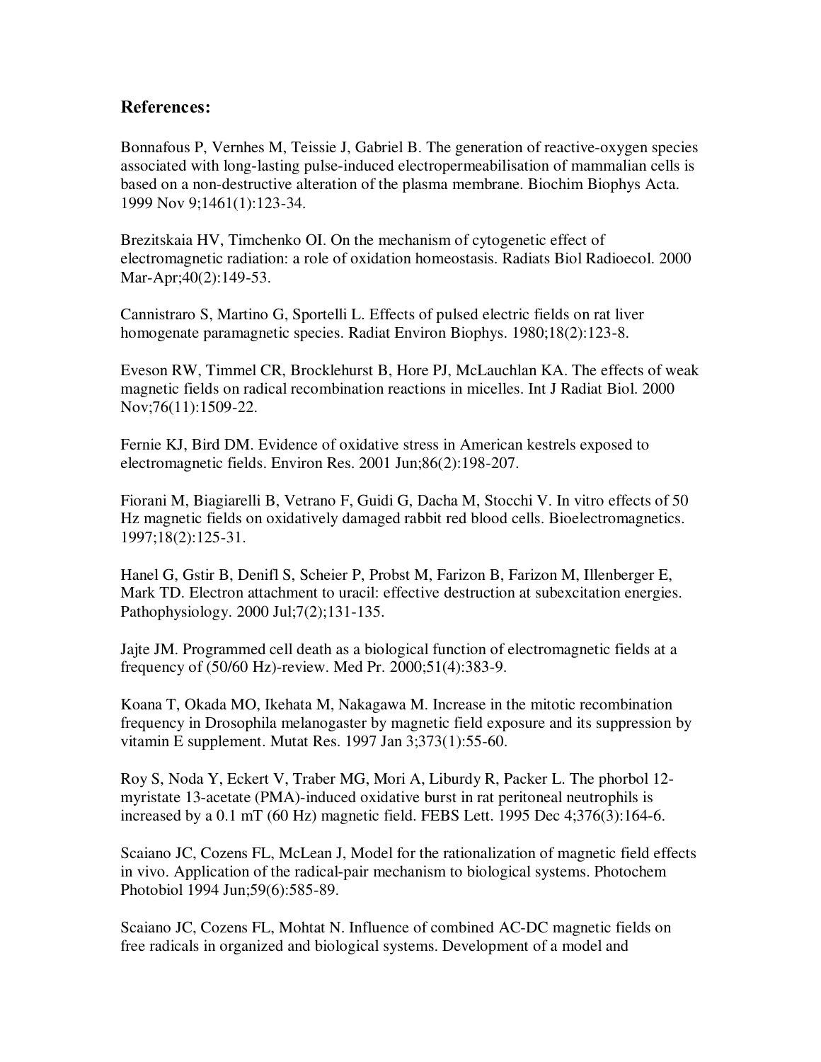## References:

Bonnafous P, Vernhes M, Teissie J, Gabriel B. The generation of reactive-oxygen species associated with long-lasting pulse-induced electropermeabilisation of mammalian cells is based on a non-destructive alteration of the plasma membrane. Biochim Biophys Acta. 1999 Nov 9;1461(1):123-34.

Brezitskaia HV, Timchenko OI. On the mechanism of cytogenetic effect of electromagnetic radiation: a role of oxidation homeostasis. Radiats Biol Radioecol. 2000 Mar-Apr;40(2):149-53.

Cannistraro S, Martino G, Sportelli L. Effects of pulsed electric fields on rat liver homogenate paramagnetic species. Radiat Environ Biophys. 1980;18(2):123-8.

Eveson RW, Timmel CR, Brocklehurst B, Hore PJ, McLauchlan KA. The effects of weak magnetic fields on radical recombination reactions in micelles. Int J Radiat Biol. 2000 Nov;76(11):1509-22.

Fernie KJ, Bird DM. Evidence of oxidative stress in American kestrels exposed to electromagnetic fields. Environ Res. 2001 Jun;86(2):198-207.

Fiorani M, Biagiarelli B, Vetrano F, Guidi G, Dacha M, Stocchi V. In vitro effects of 50 Hz magnetic fields on oxidatively damaged rabbit red blood cells. Bioelectromagnetics. 1997;18(2):125-31.

Hanel G, Gstir B, Denifl S, Scheier P, Probst M, Farizon B, Farizon M, Illenberger E, Mark TD. Electron attachment to uracil: effective destruction at subexcitation energies. Pathophysiology. 2000 Jul;7(2);131-135.

Jajte JM. Programmed cell death as a biological function of electromagnetic fields at a frequency of (50/60 Hz)-review. Med Pr. 2000;51(4):383-9.

Koana T, Okada MO, Ikehata M, Nakagawa M. Increase in the mitotic recombination frequency in Drosophila melanogaster by magnetic field exposure and its suppression by vitamin E supplement. Mutat Res. 1997 Jan 3;373(1):55-60.

Roy S, Noda Y, Eckert V, Traber MG, Mori A, Liburdy R, Packer L. The phorbol 12-myristate 13-acetate (PMA)-induced oxidative burst in rat peritoneal neutrophils is increased by a 0.1 mT (60 Hz) magnetic field. FEBS Lett. 1995 Dec 4;376(3):164-6.

Scaiano JC, Cozens FL, McLean J, Model for the rationalization of magnetic field effects in vivo. Application of the radical-pair mechanism to biological systems. Photochem Photobiol 1994 Jun;59(6):585-89.

Scaiano JC, Cozens FL, Mohtat N. Influence of combined AC-DC magnetic fields on free radicals in organized and biological systems. Development of a model and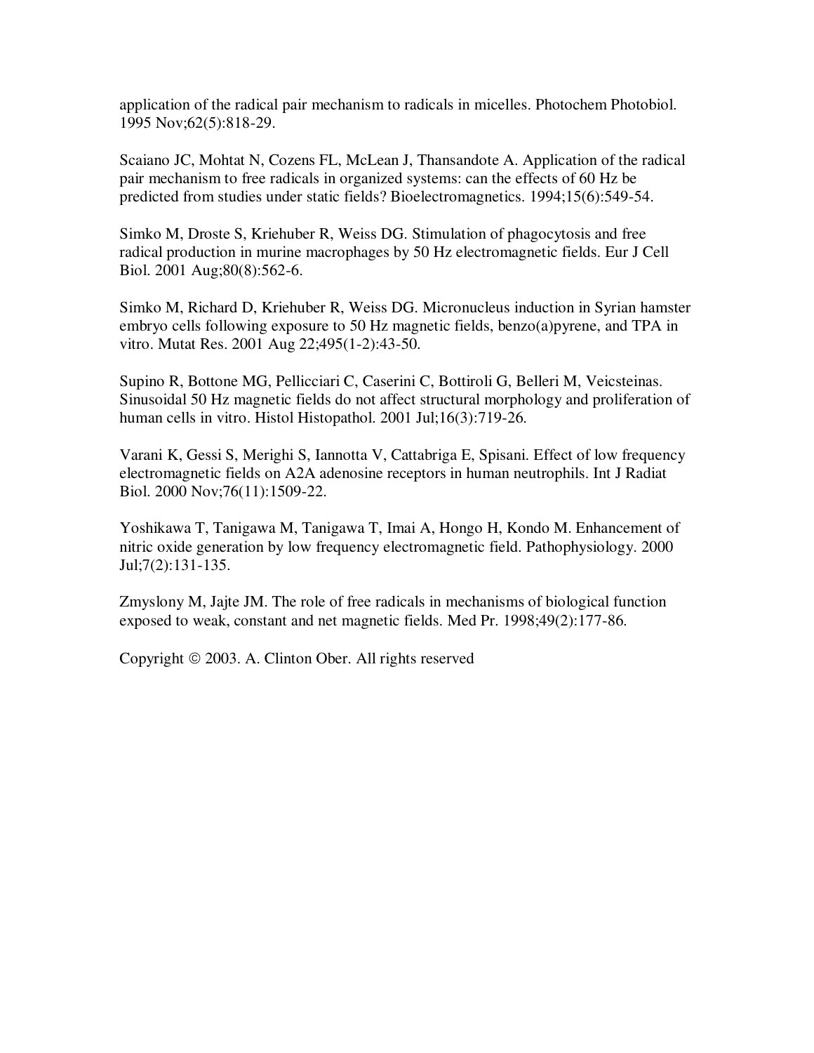application of the radical pair mechanism to radicals in micelles. Photochem Photobiol. 1995 Nov;62(5):818-29.

Scaiano JC, Mohtat N, Cozens FL, McLean J, Thansandote A. Application of the radical pair mechanism to free radicals in organized systems: can the effects of 60 Hz be predicted from studies under static fields? Bioelectromagnetics. 1994;15(6):549-54.

Simko M, Droste S, Kriehuber R, Weiss DG. Stimulation of phagocytosis and free radical production in murine macrophages by 50 Hz electromagnetic fields. Eur J Cell Biol. 2001 Aug;80(8):562-6.

Simko M, Richard D, Kriehuber R, Weiss DG. Micronucleus induction in Syrian hamster embryo cells following exposure to 50 Hz magnetic fields, benzo(a)pyrene, and TPA in vitro. Mutat Res. 2001 Aug 22;495(1-2):43-50.

Supino R, Bottone MG, Pellicciari C, Caserini C, Bottiroli G, Belleri M, Veicsteinas. Sinusoidal 50 Hz magnetic fields do not affect structural morphology and proliferation of human cells in vitro. Histol Histopathol. 2001 Jul;16(3):719-26.

Varani K, Gessi S, Merighi S, Iannotta V, Cattabriga E, Spisani. Effect of low frequency electromagnetic fields on A2A adenosine receptors in human neutrophils. Int J Radiat Biol. 2000 Nov;76(11):1509-22.

Yoshikawa T, Tanigawa M, Tanigawa T, Imai A, Hongo H, Kondo M. Enhancement of nitric oxide generation by low frequency electromagnetic field. Pathophysiology. 2000 Jul;7(2):131-135.

Zmyslony M, Jajte JM. The role of free radicals in mechanisms of biological function exposed to weak, constant and net magnetic fields. Med Pr. 1998;49(2):177-86.

Copyright © 2003. A. Clinton Ober. All rights reserved